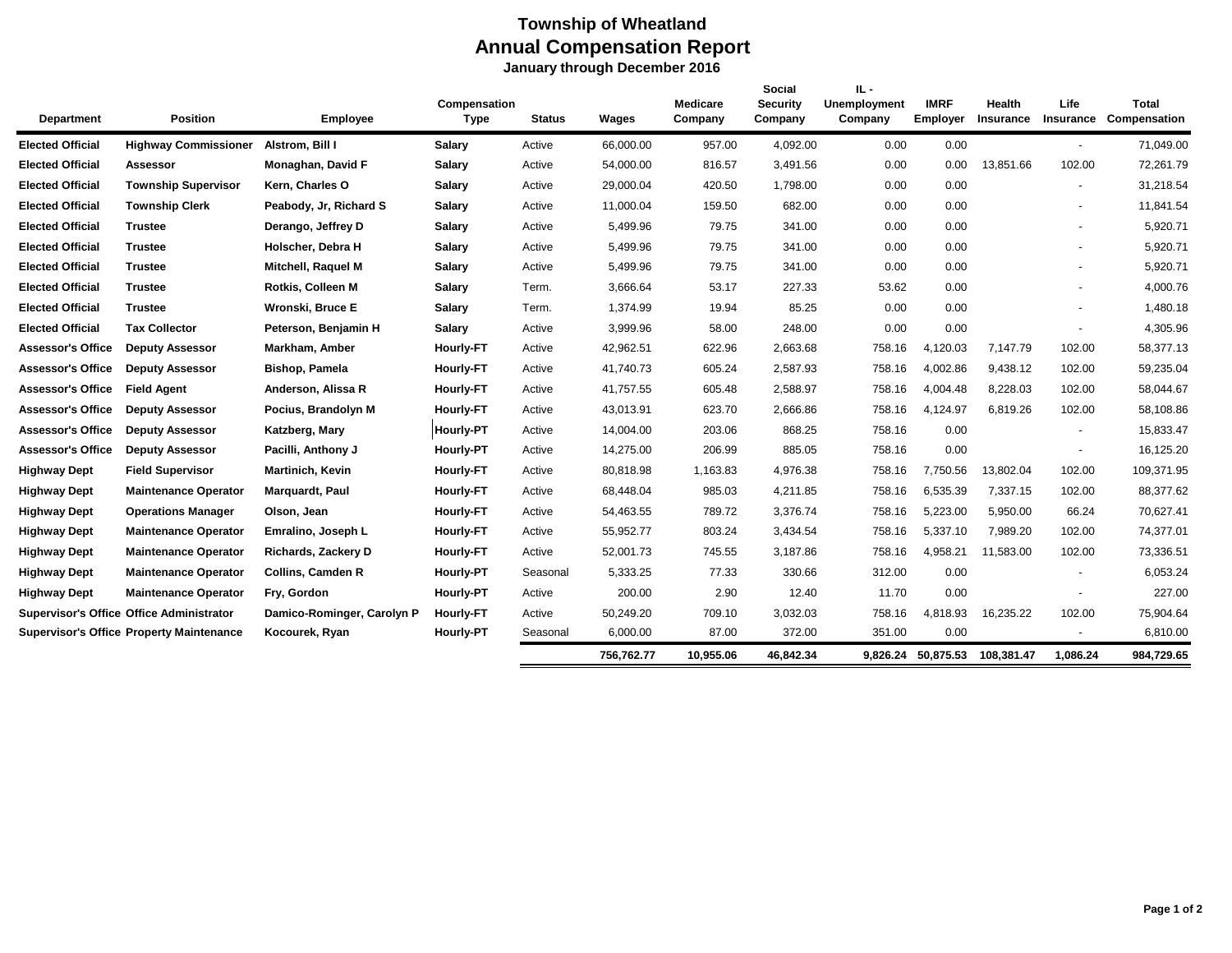# Township of Wheatland

## Annual Compensation Report

### January through December 2016

| Department | Position | Employee | Compensation Type | Status | Wages | Medicare Company | Social Security Company | IL - Unemployment Company | IMRF Employer | Health Insurance | Life Insurance | Total Compensation |
|---|---|---|---|---|---|---|---|---|---|---|---|---|
| **Elected Official** | **Highway Commissioner** | **Alstrom, Bill I** | **Salary** | Active | 66,000.00 | 957.00 | 4,092.00 | 0.00 | 0.00 | | - | 71,049.00 |
| **Elected Official** | **Assessor** | **Monaghan, David F** | **Salary** | Active | 54,000.00 | 816.57 | 3,491.56 | 0.00 | 0.00 | 13,851.66 | 102.00 | 72,261.79 |
| **Elected Official** | **Township Supervisor** | **Kern, Charles O** | **Salary** | Active | 29,000.04 | 420.50 | 1,798.00 | 0.00 | 0.00 | | - | 31,218.54 |
| **Elected Official** | **Township Clerk** | **Peabody, Jr, Richard S** | **Salary** | Active | 11,000.04 | 159.50 | 682.00 | 0.00 | 0.00 | | - | 11,841.54 |
| **Elected Official** | **Trustee** | **Derango, Jeffrey D** | **Salary** | Active | 5,499.96 | 79.75 | 341.00 | 0.00 | 0.00 | | - | 5,920.71 |
| **Elected Official** | **Trustee** | **Holscher, Debra H** | **Salary** | Active | 5,499.96 | 79.75 | 341.00 | 0.00 | 0.00 | | - | 5,920.71 |
| **Elected Official** | **Trustee** | **Mitchell, Raquel M** | **Salary** | Active | 5,499.96 | 79.75 | 341.00 | 0.00 | 0.00 | | - | 5,920.71 |
| **Elected Official** | **Trustee** | **Rotkis, Colleen M** | **Salary** | Term. | 3,666.64 | 53.17 | 227.33 | 53.62 | 0.00 | | - | 4,000.76 |
| **Elected Official** | **Trustee** | **Wronski, Bruce E** | **Salary** | Term. | 1,374.99 | 19.94 | 85.25 | 0.00 | 0.00 | | - | 1,480.18 |
| **Elected Official** | **Tax Collector** | **Peterson, Benjamin H** | **Salary** | Active | 3,999.96 | 58.00 | 248.00 | 0.00 | 0.00 | | - | 4,305.96 |
| **Assessor's Office** | **Deputy Assessor** | **Markham, Amber** | **Hourly-FT** | Active | 42,962.51 | 622.96 | 2,663.68 | 758.16 | 4,120.03 | 7,147.79 | 102.00 | 58,377.13 |
| **Assessor's Office** | **Deputy Assessor** | **Bishop, Pamela** | **Hourly-FT** | Active | 41,740.73 | 605.24 | 2,587.93 | 758.16 | 4,002.86 | 9,438.12 | 102.00 | 59,235.04 |
| **Assessor's Office** | **Field Agent** | **Anderson, Alissa R** | **Hourly-FT** | Active | 41,757.55 | 605.48 | 2,588.97 | 758.16 | 4,004.48 | 8,228.03 | 102.00 | 58,044.67 |
| **Assessor's Office** | **Deputy Assessor** | **Pocius, Brandolyn M** | **Hourly-FT** | Active | 43,013.91 | 623.70 | 2,666.86 | 758.16 | 4,124.97 | 6,819.26 | 102.00 | 58,108.86 |
| **Assessor's Office** | **Deputy Assessor** | **Katzberg, Mary** | **Hourly-PT** | Active | 14,004.00 | 203.06 | 868.25 | 758.16 | 0.00 | | - | 15,833.47 |
| **Assessor's Office** | **Deputy Assessor** | **Pacilli, Anthony J** | **Hourly-PT** | Active | 14,275.00 | 206.99 | 885.05 | 758.16 | 0.00 | | - | 16,125.20 |
| **Highway Dept** | **Field Supervisor** | **Martinich, Kevin** | **Hourly-FT** | Active | 80,818.98 | 1,163.83 | 4,976.38 | 758.16 | 7,750.56 | 13,802.04 | 102.00 | 109,371.95 |
| **Highway Dept** | **Maintenance Operator** | **Marquardt, Paul** | **Hourly-FT** | Active | 68,448.04 | 985.03 | 4,211.85 | 758.16 | 6,535.39 | 7,337.15 | 102.00 | 88,377.62 |
| **Highway Dept** | **Operations Manager** | **Olson, Jean** | **Hourly-FT** | Active | 54,463.55 | 789.72 | 3,376.74 | 758.16 | 5,223.00 | 5,950.00 | 66.24 | 70,627.41 |
| **Highway Dept** | **Maintenance Operator** | **Emralino, Joseph L** | **Hourly-FT** | Active | 55,952.77 | 803.24 | 3,434.54 | 758.16 | 5,337.10 | 7,989.20 | 102.00 | 74,377.01 |
| **Highway Dept** | **Maintenance Operator** | **Richards, Zackery D** | **Hourly-FT** | Active | 52,001.73 | 745.55 | 3,187.86 | 758.16 | 4,958.21 | 11,583.00 | 102.00 | 73,336.51 |
| **Highway Dept** | **Maintenance Operator** | **Collins, Camden R** | **Hourly-PT** | Seasonal | 5,333.25 | 77.33 | 330.66 | 312.00 | 0.00 | | - | 6,053.24 |
| **Highway Dept** | **Maintenance Operator** | **Fry, Gordon** | **Hourly-PT** | Active | 200.00 | 2.90 | 12.40 | 11.70 | 0.00 | | - | 227.00 |
| **Supervisor's Office** | **Office Administrator** | **Damico-Rominger, Carolyn P** | **Hourly-FT** | Active | 50,249.20 | 709.10 | 3,032.03 | 758.16 | 4,818.93 | 16,235.22 | 102.00 | 75,904.64 |
| **Supervisor's Office** | **Property Maintenance** | **Kocourek, Ryan** | **Hourly-PT** | Seasonal | 6,000.00 | 87.00 | 372.00 | 351.00 | 0.00 | | - | 6,810.00 |
| | | | | | **756,762.77** | **10,955.06** | **46,842.34** | **9,826.24** | **50,875.53** | **108,381.47** | **1,086.24** | **984,729.65** |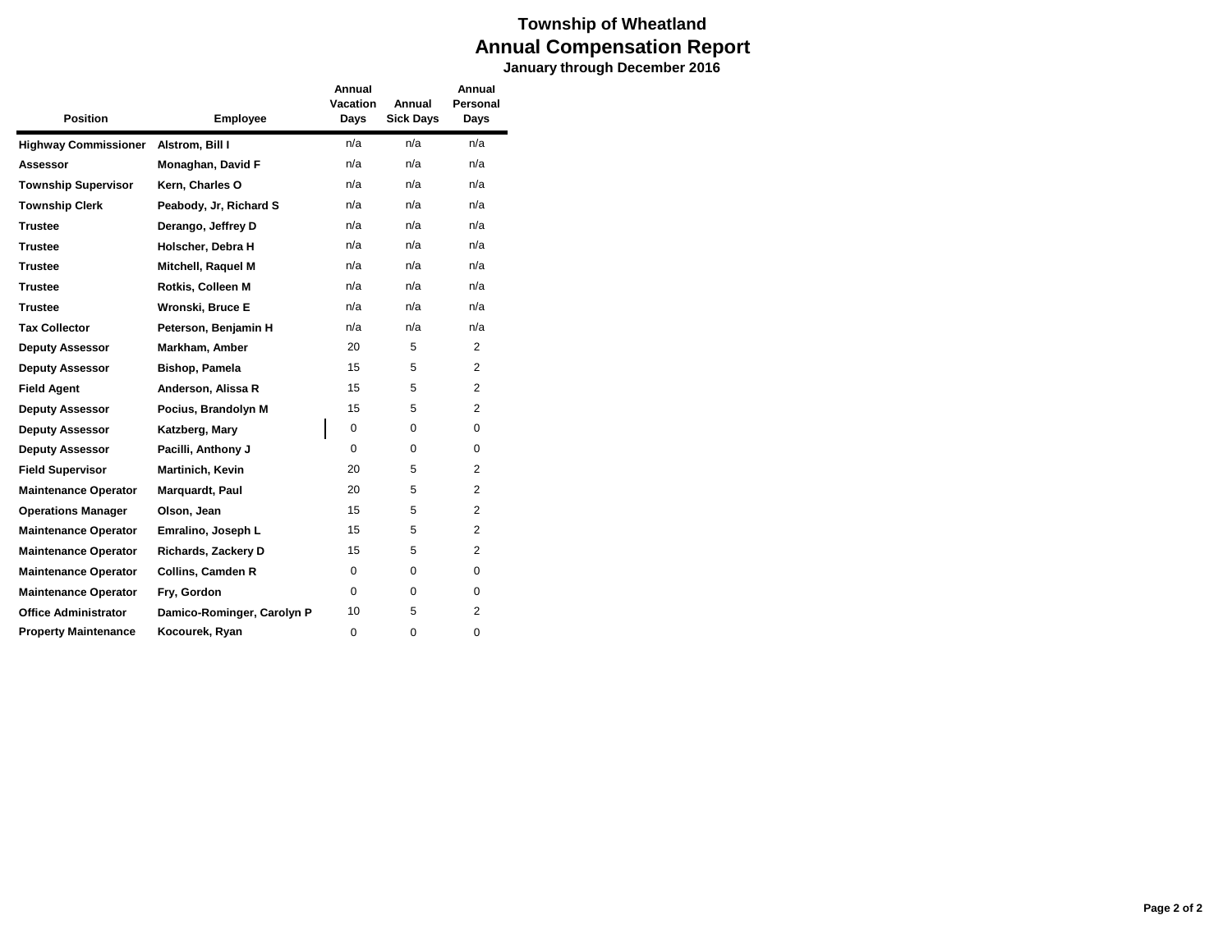# Township of Wheatland

## Annual Compensation Report

### January through December 2016

| Position | Employee | Annual Vacation Days | Annual Sick Days | Annual Personal Days |
|---|---|---|---|---|
| **Highway Commissioner** | **Alstrom, Bill I** | n/a | n/a | n/a |
| **Assessor** | **Monaghan, David F** | n/a | n/a | n/a |
| **Township Supervisor** | **Kern, Charles O** | n/a | n/a | n/a |
| **Township Clerk** | **Peabody, Jr, Richard S** | n/a | n/a | n/a |
| **Trustee** | **Derango, Jeffrey D** | n/a | n/a | n/a |
| **Trustee** | **Holscher, Debra H** | n/a | n/a | n/a |
| **Trustee** | **Mitchell, Raquel M** | n/a | n/a | n/a |
| **Trustee** | **Rotkis, Colleen M** | n/a | n/a | n/a |
| **Trustee** | **Wronski, Bruce E** | n/a | n/a | n/a |
| **Tax Collector** | **Peterson, Benjamin H** | n/a | n/a | n/a |
| **Deputy Assessor** | **Markham, Amber** | 20 | 5 | 2 |
| **Deputy Assessor** | **Bishop, Pamela** | 15 | 5 | 2 |
| **Field Agent** | **Anderson, Alissa R** | 15 | 5 | 2 |
| **Deputy Assessor** | **Pocius, Brandolyn M** | 15 | 5 | 2 |
| **Deputy Assessor** | **Katzberg, Mary** | 0 | 0 | 0 |
| **Deputy Assessor** | **Pacilli, Anthony J** | 0 | 0 | 0 |
| **Field Supervisor** | **Martinich, Kevin** | 20 | 5 | 2 |
| **Maintenance Operator** | **Marquardt, Paul** | 20 | 5 | 2 |
| **Operations Manager** | **Olson, Jean** | 15 | 5 | 2 |
| **Maintenance Operator** | **Emralino, Joseph L** | 15 | 5 | 2 |
| **Maintenance Operator** | **Richards, Zackery D** | 15 | 5 | 2 |
| **Maintenance Operator** | **Collins, Camden R** | 0 | 0 | 0 |
| **Maintenance Operator** | **Fry, Gordon** | 0 | 0 | 0 |
| **Office Administrator** | **Damico-Rominger, Carolyn P** | 10 | 5 | 2 |
| **Property Maintenance** | **Kocourek, Ryan** | 0 | 0 | 0 |